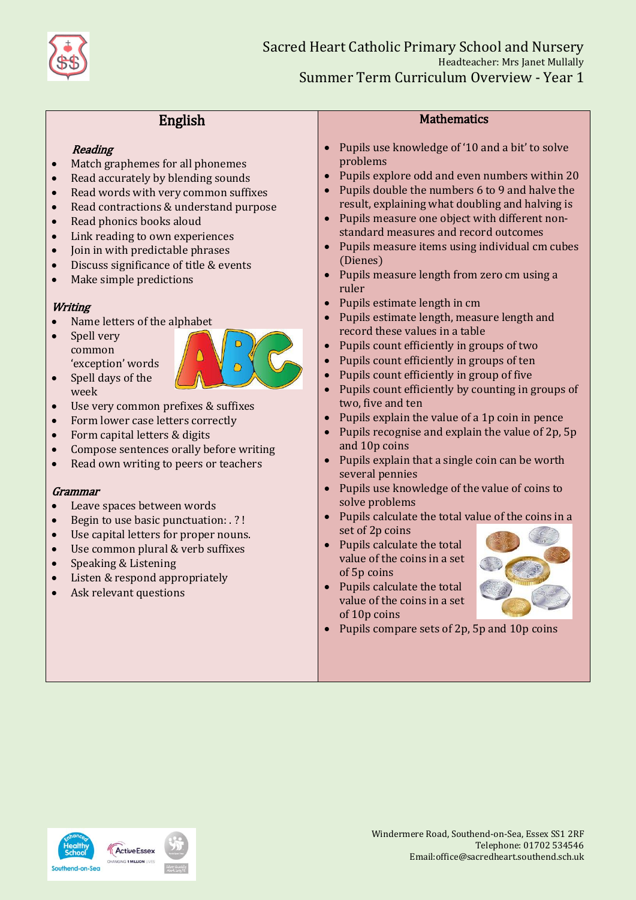# Sacred Heart Catholic Primary School and Nursery

Headteacher: Mrs Janet Mullally

## Summer Term Curriculum Overview - Year 1

## English

### *Reading*

- Match graphemes for all phonemes
- Read accurately by blending sounds
- Read words with very common suffixes
- Read contractions & understand purpose
- Read phonics books aloud
- Link reading to own experiences
- Join in with predictable phrases
- Discuss significance of title & events
- Make simple predictions

### *Writing*

- Name letters of the alphabet
- Spell very common 'exception' words
- Spell days of the week
- Use very common prefixes & suffixes
- Form lower case letters correctly
- Form capital letters & digits
- Compose sentences orally before writing
- Read own writing to peers or teachers

### *Grammar*

- Leave spaces between words
- Begin to use basic punctuation: . ? !
- Use capital letters for proper nouns.
- Use common plural & verb suffixes
- Speaking & Listening
- Listen & respond appropriately
- Ask relevant questions

## Mathematics

- Pupils use knowledge of '10 and a bit' to solve problems
- Pupils explore odd and even numbers within 20
- Pupils double the numbers 6 to 9 and halve the result, explaining what doubling and halving is
- Pupils measure one object with different non-standard measures and record outcomes
- Pupils measure items using individual cm cubes (Dienes)
- Pupils measure length from zero cm using a ruler
- Pupils estimate length in cm
- Pupils estimate length, measure length and record these values in a table
- Pupils count efficiently in groups of two
- Pupils count efficiently in groups of ten
- Pupils count efficiently in group of five
- Pupils count efficiently by counting in groups of two, five and ten
- Pupils explain the value of a 1p coin in pence
- Pupils recognise and explain the value of 2p, 5p and 10p coins
- Pupils explain that a single coin can be worth several pennies
- Pupils use knowledge of the value of coins to solve problems
- Pupils calculate the total value of the coins in a set of 2p coins
- Pupils calculate the total value of the coins in a set of 5p coins
- Pupils calculate the total value of the coins in a set of 10p coins
- Pupils compare sets of 2p, 5p and 10p coins

Windermere Road, Southend-on-Sea, Essex SS1 2RF
Telephone: 01702 534546
Email:office@sacredheart.southend.sch.uk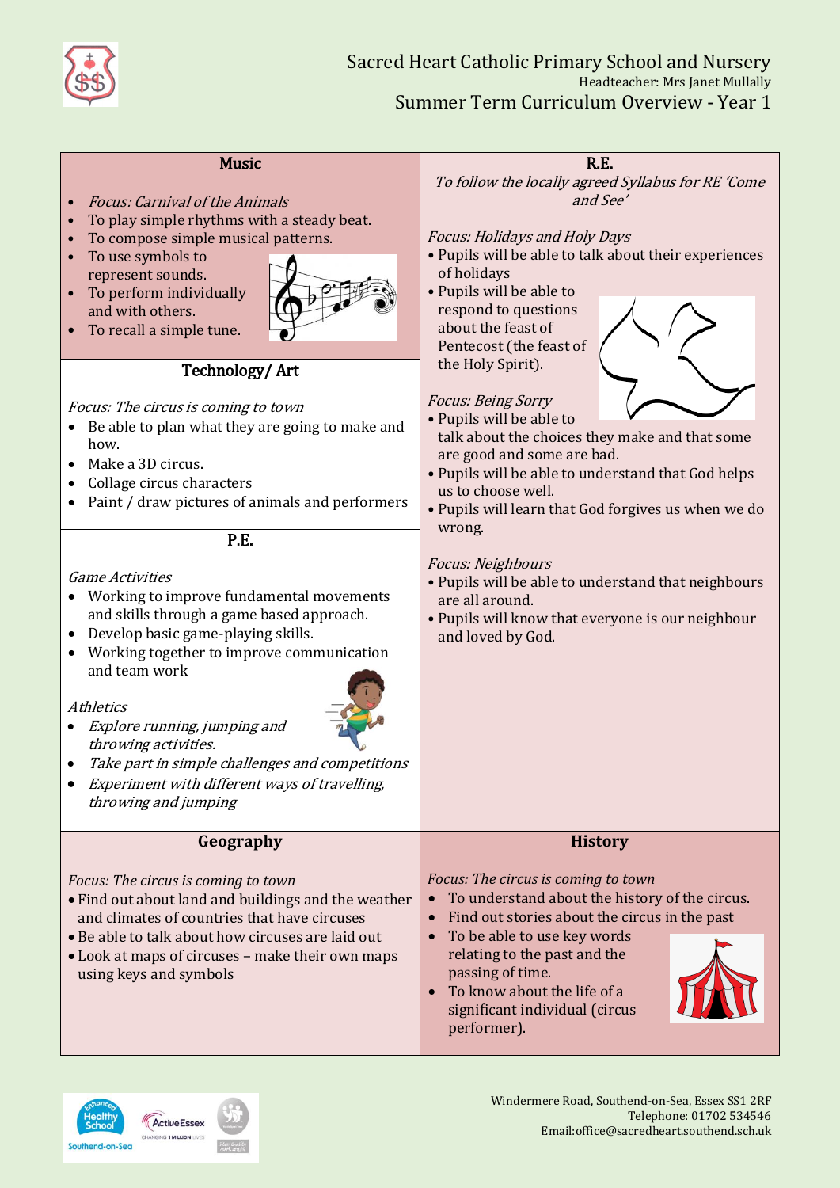# Sacred Heart Catholic Primary School and Nursery

Headteacher: Mrs Janet Mullally

## Summer Term Curriculum Overview - Year 1

### Music

- *Focus: Carnival of the Animals*
- To play simple rhythms with a steady beat.
- To compose simple musical patterns.
- To use symbols to represent sounds.
- To perform individually and with others.
- To recall a simple tune.

### Technology/ Art

*Focus: The circus is coming to town*

- Be able to plan what they are going to make and how.
- Make a 3D circus.
- Collage circus characters
- Paint / draw pictures of animals and performers

### P.E.

*Game Activities*

- Working to improve fundamental movements and skills through a game based approach.
- Develop basic game-playing skills.
- Working together to improve communication and team work

*Athletics*

- *Explore running, jumping and throwing activities.*
- *Take part in simple challenges and competitions*
- *Experiment with different ways of travelling, throwing and jumping*

### R.E.

*To follow the locally agreed Syllabus for RE 'Come and See'*

*Focus: Holidays and Holy Days*

- Pupils will be able to talk about their experiences of holidays
- Pupils will be able to respond to questions about the feast of Pentecost (the feast of the Holy Spirit).

*Focus: Being Sorry*

- Pupils will be able to talk about the choices they make and that some are good and some are bad.
- Pupils will be able to understand that God helps us to choose well.
- Pupils will learn that God forgives us when we do wrong.

*Focus: Neighbours*

- Pupils will be able to understand that neighbours are all around.
- Pupils will know that everyone is our neighbour and loved by God.

### Geography

*Focus: The circus is coming to town*

- Find out about land and buildings and the weather and climates of countries that have circuses
- Be able to talk about how circuses are laid out
- Look at maps of circuses – make their own maps using keys and symbols

### History

*Focus: The circus is coming to town*

- To understand about the history of the circus.
- Find out stories about the circus in the past
- To be able to use key words relating to the past and the passing of time.
- To know about the life of a significant individual (circus performer).

Windermere Road, Southend-on-Sea, Essex SS1 2RF
Telephone: 01702 534546
Email:office@sacredheart.southend.sch.uk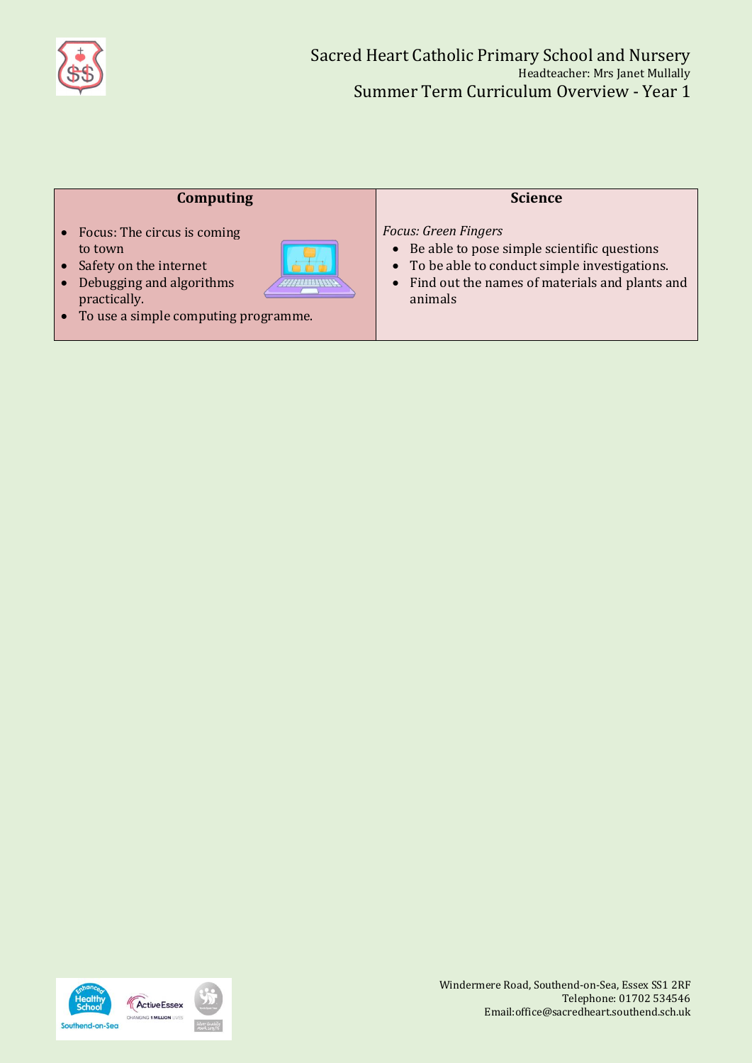| Computing | Science |
| --- | --- |
| • Focus: The circus is coming to town<br>• Safety on the internet<br>• Debugging and algorithms practically.<br>• To use a simple computing programme. | *Focus: Green Fingers*<br>• Be able to pose simple scientific questions<br>• To be able to conduct simple investigations.<br>• Find out the names of materials and plants and animals |